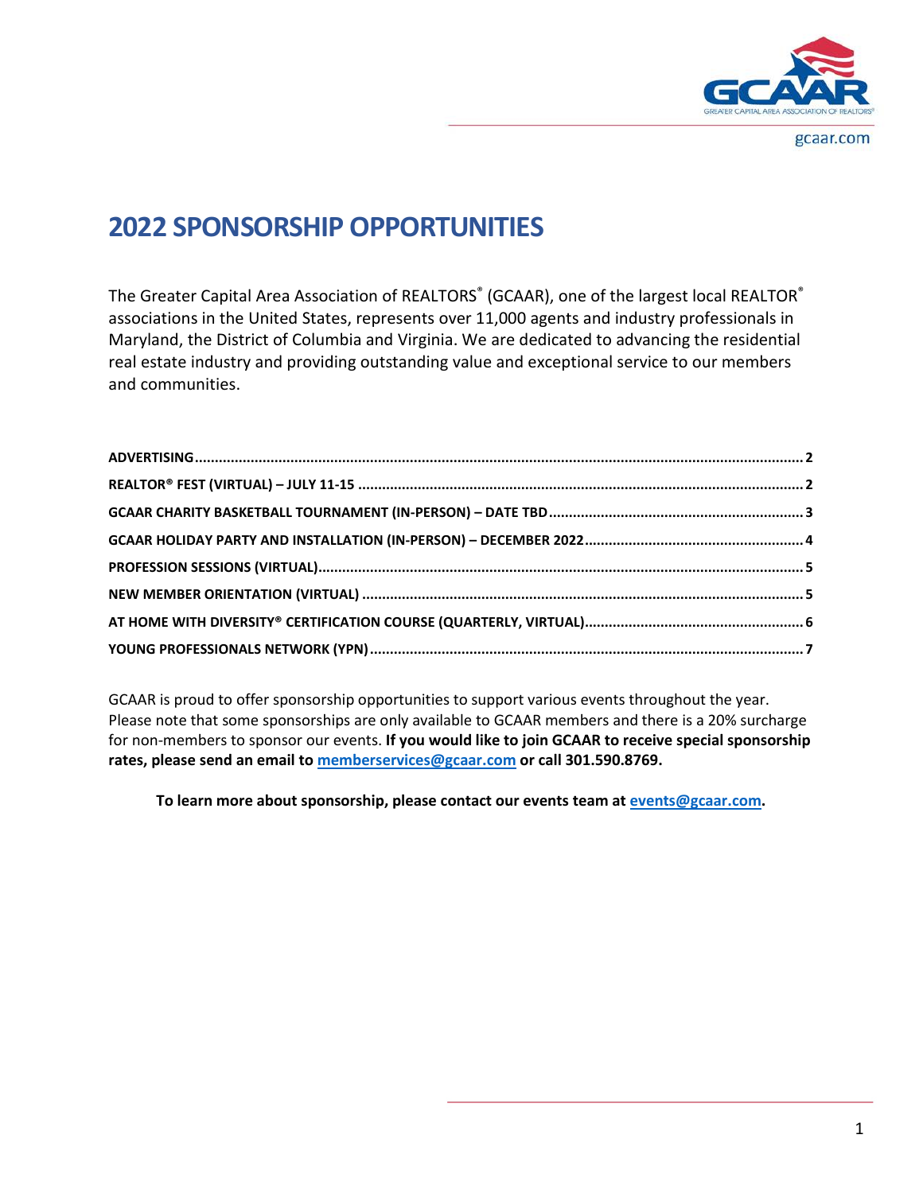gcaar.com

# 2022 SPONSORSHIP OPPORTUNITIES

The Greater Capital Area Association of REALTORS® (GCAAR), one of the largest local REALTOR® associations in the United States, represents over 11,000 agents and industry professionals in Maryland, the District of Columbia and Virginia. We are dedicated to advancing the residential real estate industry and providing outstanding value and exceptional service to our members and communities.

**ADVERTISING** .......... 2
**REALTOR® FEST (VIRTUAL) – JULY 11-15** .......... 2
**GCAAR CHARITY BASKETBALL TOURNAMENT (IN-PERSON) – DATE TBD** .......... 3
**GCAAR HOLIDAY PARTY AND INSTALLATION (IN-PERSON) – DECEMBER 2022** .......... 4
**PROFESSION SESSIONS (VIRTUAL)** .......... 5
**NEW MEMBER ORIENTATION (VIRTUAL)** .......... 5
**AT HOME WITH DIVERSITY® CERTIFICATION COURSE (QUARTERLY, VIRTUAL)** .......... 6
**YOUNG PROFESSIONALS NETWORK (YPN)** .......... 7

GCAAR is proud to offer sponsorship opportunities to support various events throughout the year. Please note that some sponsorships are only available to GCAAR members and there is a 20% surcharge for non-members to sponsor our events. **If you would like to join GCAAR to receive special sponsorship rates, please send an email to memberservices@gcaar.com or call 301.590.8769.**

**To learn more about sponsorship, please contact our events team at events@gcaar.com.**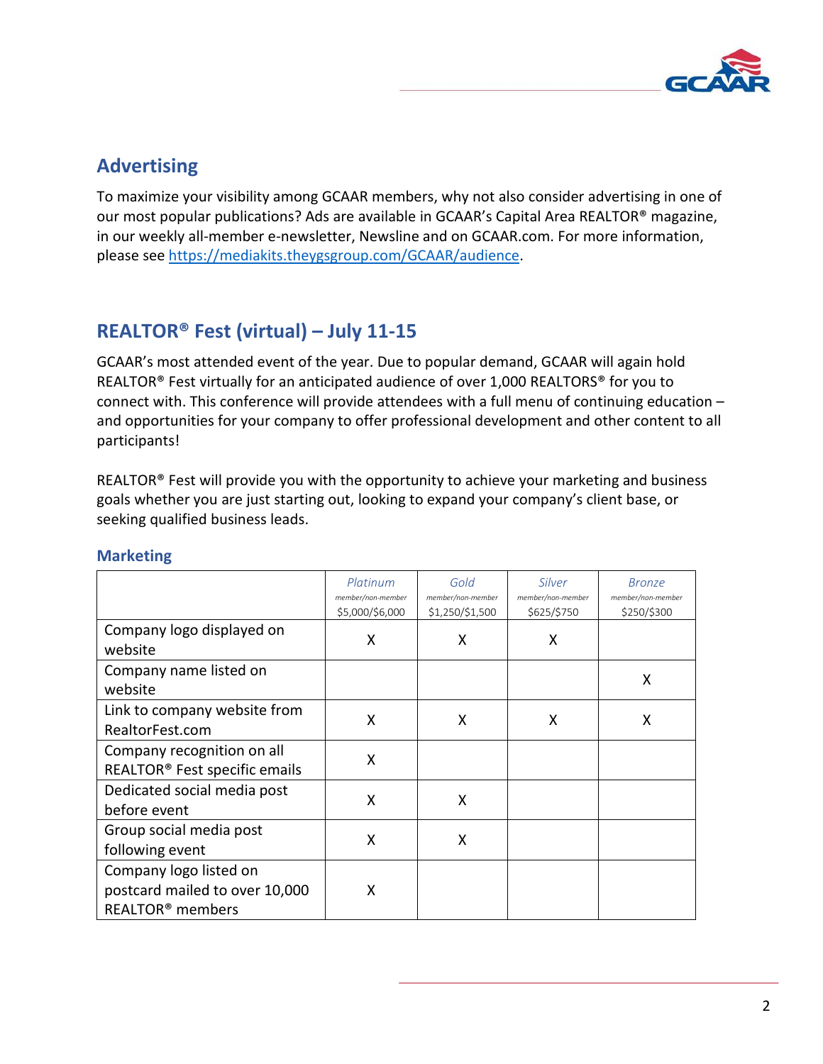## Advertising

To maximize your visibility among GCAAR members, why not also consider advertising in one of our most popular publications? Ads are available in GCAAR's Capital Area REALTOR® magazine, in our weekly all-member e-newsletter, Newsline and on GCAAR.com. For more information, please see https://mediakits.theygsgroup.com/GCAAR/audience.

## REALTOR® Fest (virtual) – July 11-15

GCAAR's most attended event of the year. Due to popular demand, GCAAR will again hold REALTOR® Fest virtually for an anticipated audience of over 1,000 REALTORS® for you to connect with. This conference will provide attendees with a full menu of continuing education – and opportunities for your company to offer professional development and other content to all participants!

REALTOR® Fest will provide you with the opportunity to achieve your marketing and business goals whether you are just starting out, looking to expand your company's client base, or seeking qualified business leads.

### Marketing

| | *Platinum* member/non-member $5,000/$6,000 | *Gold* member/non-member $1,250/$1,500 | *Silver* member/non-member $625/$750 | *Bronze* member/non-member $250/$300 |
|---|---|---|---|---|
| Company logo displayed on website | X | X | X | |
| Company name listed on website | | | | X |
| Link to company website from RealtorFest.com | X | X | X | X |
| Company recognition on all REALTOR® Fest specific emails | X | | | |
| Dedicated social media post before event | X | X | | |
| Group social media post following event | X | X | | |
| Company logo listed on postcard mailed to over 10,000 REALTOR® members | X | | | |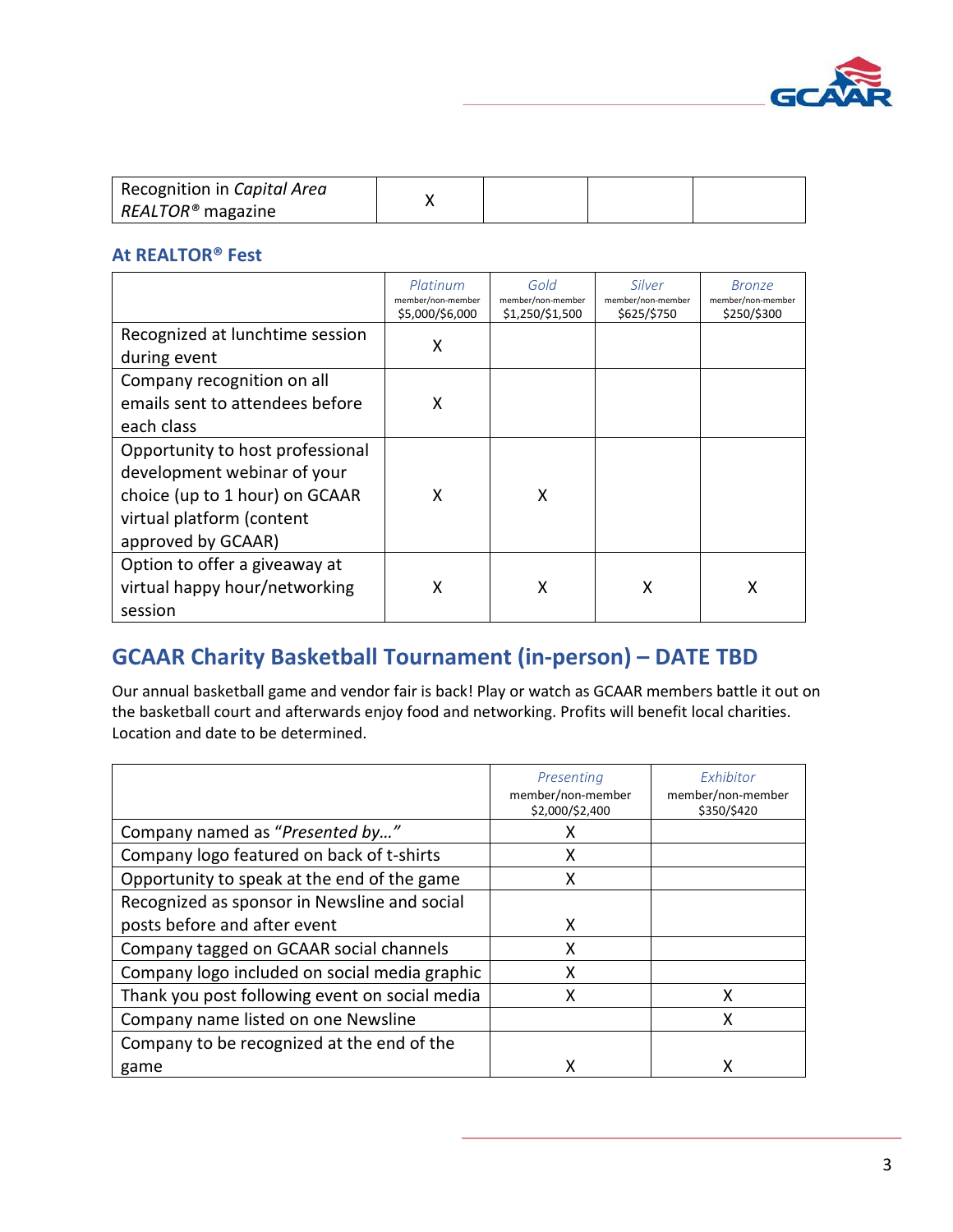| | | | | |
|---|---|---|---|---|
| Recognition in *Capital Area REALTOR®* magazine | X | | | |

### At REALTOR® Fest

| | *Platinum* member/non-member $5,000/$6,000 | *Gold* member/non-member $1,250/$1,500 | *Silver* member/non-member $625/$750 | *Bronze* member/non-member $250/$300 |
|---|---|---|---|---|
| Recognized at lunchtime session during event | X | | | |
| Company recognition on all emails sent to attendees before each class | X | | | |
| Opportunity to host professional development webinar of your choice (up to 1 hour) on GCAAR virtual platform (content approved by GCAAR) | X | X | | |
| Option to offer a giveaway at virtual happy hour/networking session | X | X | X | X |

## GCAAR Charity Basketball Tournament (in-person) – DATE TBD

Our annual basketball game and vendor fair is back! Play or watch as GCAAR members battle it out on the basketball court and afterwards enjoy food and networking. Profits will benefit local charities. Location and date to be determined.

| | *Presenting* member/non-member $2,000/$2,400 | *Exhibitor* member/non-member $350/$420 |
|---|---|---|
| Company named as *"Presented by…"* | X | |
| Company logo featured on back of t-shirts | X | |
| Opportunity to speak at the end of the game | X | |
| Recognized as sponsor in Newsline and social posts before and after event | X | |
| Company tagged on GCAAR social channels | X | |
| Company logo included on social media graphic | X | |
| Thank you post following event on social media | X | X |
| Company name listed on one Newsline | | X |
| Company to be recognized at the end of the game | X | X |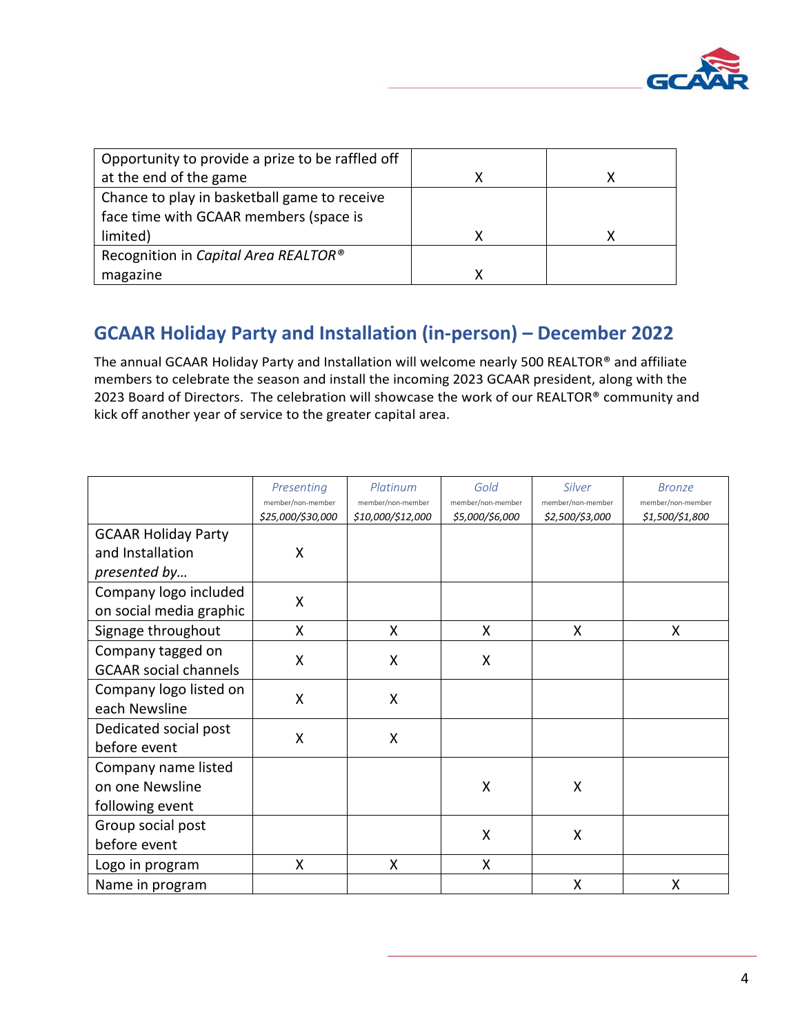| | | |
|---|---|---|
| Opportunity to provide a prize to be raffled off at the end of the game | X | X |
| Chance to play in basketball game to receive face time with GCAAR members (space is limited) | X | X |
| Recognition in *Capital Area REALTOR®* magazine | X | |

## GCAAR Holiday Party and Installation (in-person) – December 2022

The annual GCAAR Holiday Party and Installation will welcome nearly 500 REALTOR® and affiliate members to celebrate the season and install the incoming 2023 GCAAR president, along with the 2023 Board of Directors. The celebration will showcase the work of our REALTOR® community and kick off another year of service to the greater capital area.

| | *Presenting* member/non-member *$25,000/$30,000* | *Platinum* member/non-member *$10,000/$12,000* | *Gold* member/non-member *$5,000/$6,000* | *Silver* member/non-member *$2,500/$3,000* | *Bronze* member/non-member *$1,500/$1,800* |
|---|---|---|---|---|---|
| GCAAR Holiday Party and Installation *presented by…* | X | | | | |
| Company logo included on social media graphic | X | | | | |
| Signage throughout | X | X | X | X | X |
| Company tagged on GCAAR social channels | X | X | X | | |
| Company logo listed on each Newsline | X | X | | | |
| Dedicated social post before event | X | X | | | |
| Company name listed on one Newsline following event | | | X | X | |
| Group social post before event | | | X | X | |
| Logo in program | X | X | X | | |
| Name in program | | | | X | X |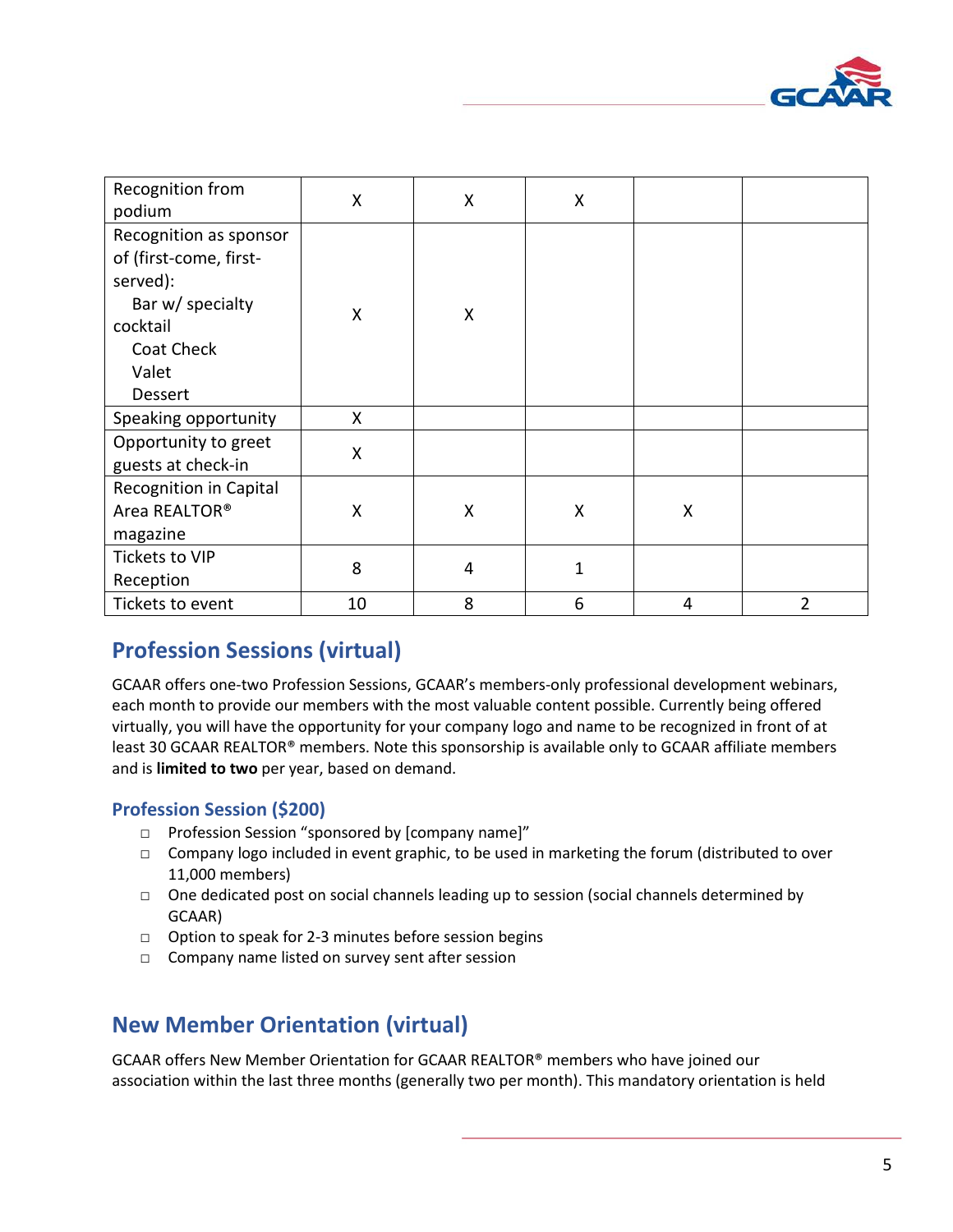| | | | | | |
|---|---|---|---|---|---|
| Recognition from podium | X | X | X | | |
| Recognition as sponsor of (first-come, first-served):<br>Bar w/ specialty cocktail<br>Coat Check<br>Valet<br>Dessert | X | X | | | |
| Speaking opportunity | X | | | | |
| Opportunity to greet guests at check-in | X | | | | |
| Recognition in Capital Area REALTOR® magazine | X | X | X | X | |
| Tickets to VIP Reception | 8 | 4 | 1 | | |
| Tickets to event | 10 | 8 | 6 | 4 | 2 |

## Profession Sessions (virtual)

GCAAR offers one-two Profession Sessions, GCAAR's members-only professional development webinars, each month to provide our members with the most valuable content possible. Currently being offered virtually, you will have the opportunity for your company logo and name to be recognized in front of at least 30 GCAAR REALTOR® members. Note this sponsorship is available only to GCAAR affiliate members and is **limited to two** per year, based on demand.

### Profession Session ($200)

- Profession Session "sponsored by [company name]"
- Company logo included in event graphic, to be used in marketing the forum (distributed to over 11,000 members)
- One dedicated post on social channels leading up to session (social channels determined by GCAAR)
- Option to speak for 2-3 minutes before session begins
- Company name listed on survey sent after session

## New Member Orientation (virtual)

GCAAR offers New Member Orientation for GCAAR REALTOR® members who have joined our association within the last three months (generally two per month). This mandatory orientation is held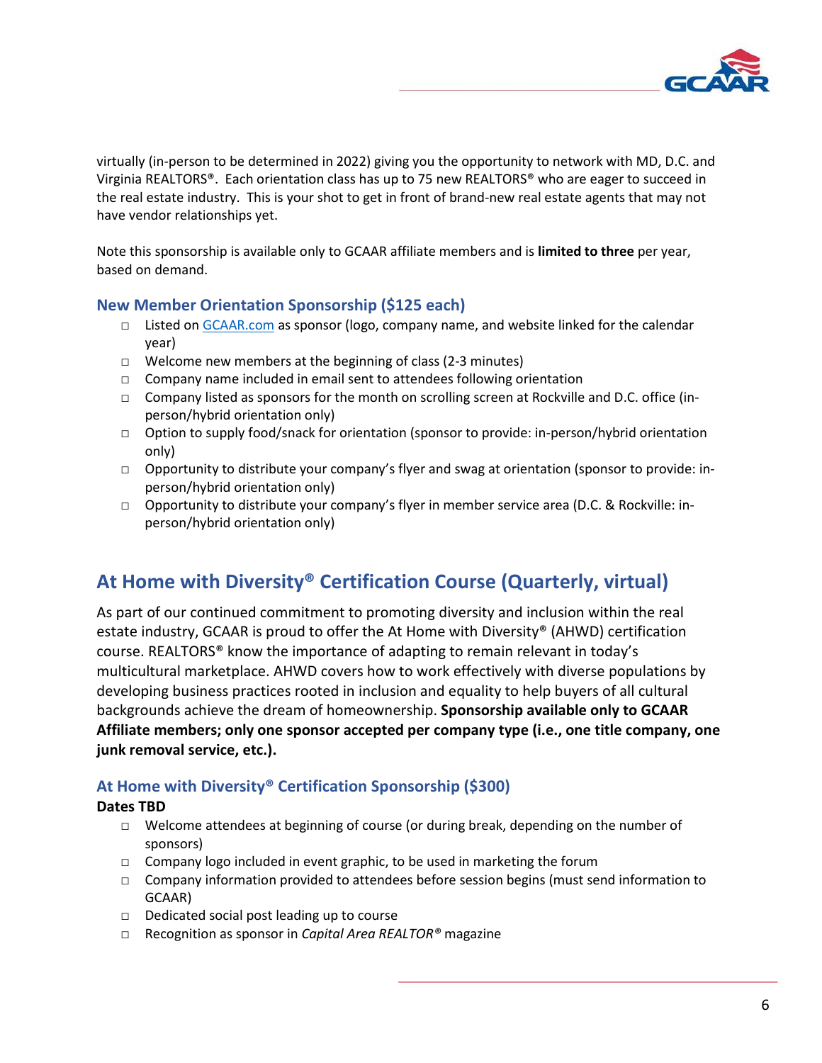virtually (in-person to be determined in 2022) giving you the opportunity to network with MD, D.C. and Virginia REALTORS®. Each orientation class has up to 75 new REALTORS® who are eager to succeed in the real estate industry. This is your shot to get in front of brand-new real estate agents that may not have vendor relationships yet.

Note this sponsorship is available only to GCAAR affiliate members and is **limited to three** per year, based on demand.

### New Member Orientation Sponsorship ($125 each)

- Listed on GCAAR.com as sponsor (logo, company name, and website linked for the calendar year)
- Welcome new members at the beginning of class (2-3 minutes)
- Company name included in email sent to attendees following orientation
- Company listed as sponsors for the month on scrolling screen at Rockville and D.C. office (in-person/hybrid orientation only)
- Option to supply food/snack for orientation (sponsor to provide: in-person/hybrid orientation only)
- Opportunity to distribute your company's flyer and swag at orientation (sponsor to provide: in-person/hybrid orientation only)
- Opportunity to distribute your company's flyer in member service area (D.C. & Rockville: in-person/hybrid orientation only)

## At Home with Diversity® Certification Course (Quarterly, virtual)

As part of our continued commitment to promoting diversity and inclusion within the real estate industry, GCAAR is proud to offer the At Home with Diversity® (AHWD) certification course. REALTORS® know the importance of adapting to remain relevant in today's multicultural marketplace. AHWD covers how to work effectively with diverse populations by developing business practices rooted in inclusion and equality to help buyers of all cultural backgrounds achieve the dream of homeownership. **Sponsorship available only to GCAAR Affiliate members; only one sponsor accepted per company type (i.e., one title company, one junk removal service, etc.).**

### At Home with Diversity® Certification Sponsorship ($300)

**Dates TBD**

- Welcome attendees at beginning of course (or during break, depending on the number of sponsors)
- Company logo included in event graphic, to be used in marketing the forum
- Company information provided to attendees before session begins (must send information to GCAAR)
- Dedicated social post leading up to course
- Recognition as sponsor in *Capital Area REALTOR®* magazine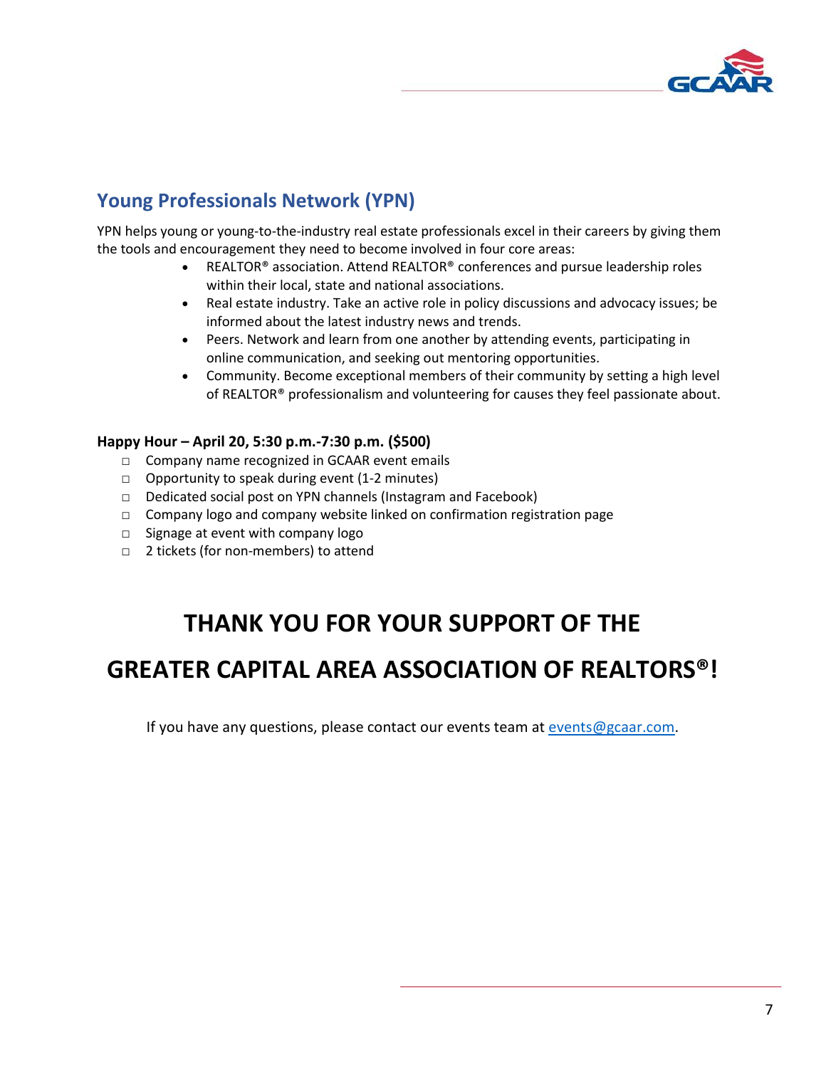## Young Professionals Network (YPN)

YPN helps young or young-to-the-industry real estate professionals excel in their careers by giving them the tools and encouragement they need to become involved in four core areas:

- REALTOR® association. Attend REALTOR® conferences and pursue leadership roles within their local, state and national associations.
- Real estate industry. Take an active role in policy discussions and advocacy issues; be informed about the latest industry news and trends.
- Peers. Network and learn from one another by attending events, participating in online communication, and seeking out mentoring opportunities.
- Community. Become exceptional members of their community by setting a high level of REALTOR® professionalism and volunteering for causes they feel passionate about.

**Happy Hour – April 20, 5:30 p.m.-7:30 p.m. ($500)**

- □ Company name recognized in GCAAR event emails
- □ Opportunity to speak during event (1-2 minutes)
- □ Dedicated social post on YPN channels (Instagram and Facebook)
- □ Company logo and company website linked on confirmation registration page
- □ Signage at event with company logo
- □ 2 tickets (for non-members) to attend

# THANK YOU FOR YOUR SUPPORT OF THE GREATER CAPITAL AREA ASSOCIATION OF REALTORS®!

If you have any questions, please contact our events team at events@gcaar.com.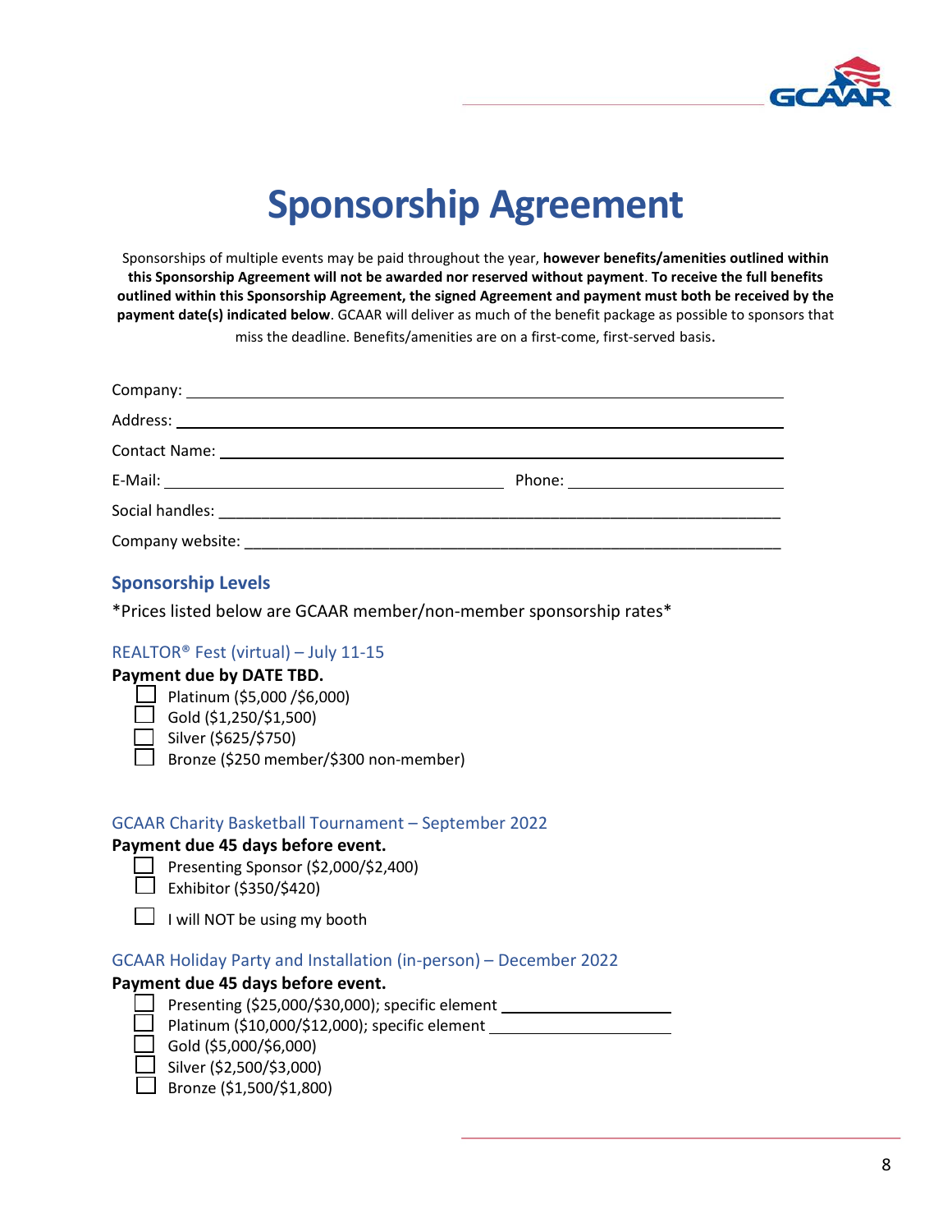# Sponsorship Agreement

Sponsorships of multiple events may be paid throughout the year, **however benefits/amenities outlined within this Sponsorship Agreement will not be awarded nor reserved without payment**. **To receive the full benefits outlined within this Sponsorship Agreement, the signed Agreement and payment must both be received by the payment date(s) indicated below**. GCAAR will deliver as much of the benefit package as possible to sponsors that miss the deadline. Benefits/amenities are on a first-come, first-served basis.

Company: ______________________________________________

Address: ______________________________________________

Contact Name: ______________________________________________

E-Mail: ______________________________ Phone: ____________________

Social handles: ______________________________________________

Company website: ______________________________________________

## Sponsorship Levels

*Prices listed below are GCAAR member/non-member sponsorship rates*

### REALTOR® Fest (virtual) – July 11-15

**Payment due by DATE TBD.**

- ☐ Platinum ($5,000 /$6,000)
- ☐ Gold ($1,250/$1,500)
- ☐ Silver ($625/$750)
- ☐ Bronze ($250 member/$300 non-member)

### GCAAR Charity Basketball Tournament – September 2022

**Payment due 45 days before event.**

- ☐ Presenting Sponsor ($2,000/$2,400)
- ☐ Exhibitor ($350/$420)

- ☐ I will NOT be using my booth

### GCAAR Holiday Party and Installation (in-person) – December 2022

**Payment due 45 days before event.**

- ☐ Presenting ($25,000/$30,000); specific element ____________________
- ☐ Platinum ($10,000/$12,000); specific element ____________________
- ☐ Gold ($5,000/$6,000)
- ☐ Silver ($2,500/$3,000)
- ☐ Bronze ($1,500/$1,800)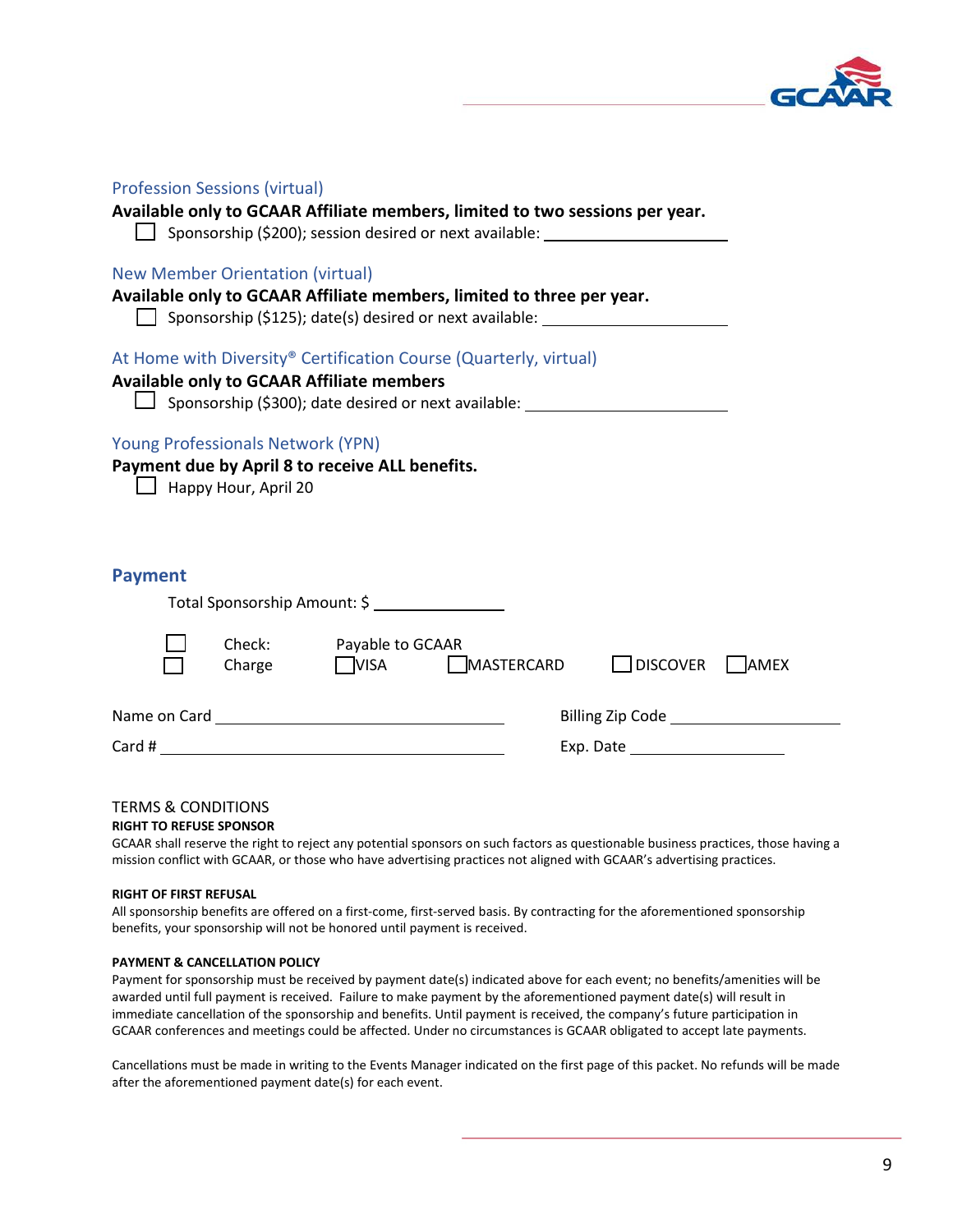### Profession Sessions (virtual)

**Available only to GCAAR Affiliate members, limited to two sessions per year.**

☐ Sponsorship ($200); session desired or next available: ______________________

### New Member Orientation (virtual)

**Available only to GCAAR Affiliate members, limited to three per year.**

☐ Sponsorship ($125); date(s) desired or next available: ______________________

### At Home with Diversity® Certification Course (Quarterly, virtual)

**Available only to GCAAR Affiliate members**

☐ Sponsorship ($300); date desired or next available: ______________________

### Young Professionals Network (YPN)

**Payment due by April 8 to receive ALL benefits.**

☐ Happy Hour, April 20

## Payment

Total Sponsorship Amount: $ ______________

☐ Check: Payable to GCAAR

☐ Charge ☐ VISA ☐ MASTERCARD ☐ DISCOVER ☐ AMEX

Name on Card ______________________________ Billing Zip Code ____________________

Card # ______________________________ Exp. Date ____________________

TERMS & CONDITIONS

**RIGHT TO REFUSE SPONSOR**

GCAAR shall reserve the right to reject any potential sponsors on such factors as questionable business practices, those having a mission conflict with GCAAR, or those who have advertising practices not aligned with GCAAR's advertising practices.

**RIGHT OF FIRST REFUSAL**

All sponsorship benefits are offered on a first-come, first-served basis. By contracting for the aforementioned sponsorship benefits, your sponsorship will not be honored until payment is received.

**PAYMENT & CANCELLATION POLICY**

Payment for sponsorship must be received by payment date(s) indicated above for each event; no benefits/amenities will be awarded until full payment is received. Failure to make payment by the aforementioned payment date(s) will result in immediate cancellation of the sponsorship and benefits. Until payment is received, the company's future participation in GCAAR conferences and meetings could be affected. Under no circumstances is GCAAR obligated to accept late payments.

Cancellations must be made in writing to the Events Manager indicated on the first page of this packet. No refunds will be made after the aforementioned payment date(s) for each event.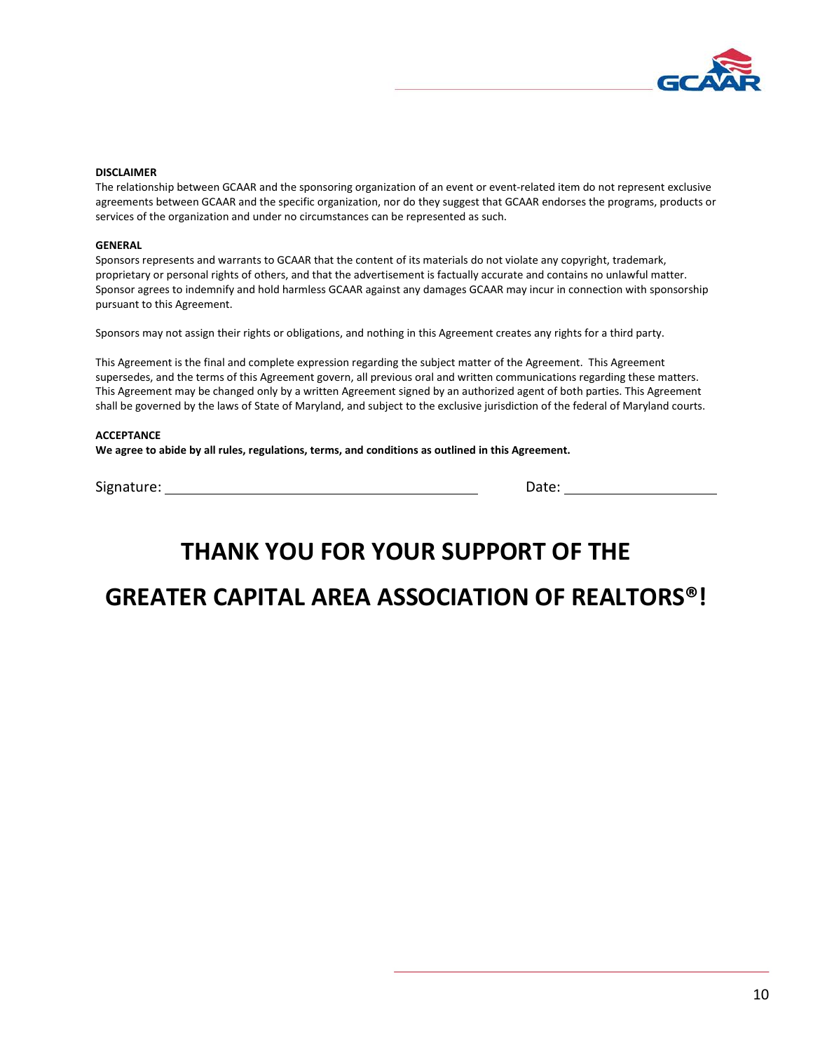**DISCLAIMER**

The relationship between GCAAR and the sponsoring organization of an event or event-related item do not represent exclusive agreements between GCAAR and the specific organization, nor do they suggest that GCAAR endorses the programs, products or services of the organization and under no circumstances can be represented as such.

**GENERAL**

Sponsors represents and warrants to GCAAR that the content of its materials do not violate any copyright, trademark, proprietary or personal rights of others, and that the advertisement is factually accurate and contains no unlawful matter. Sponsor agrees to indemnify and hold harmless GCAAR against any damages GCAAR may incur in connection with sponsorship pursuant to this Agreement.

Sponsors may not assign their rights or obligations, and nothing in this Agreement creates any rights for a third party.

This Agreement is the final and complete expression regarding the subject matter of the Agreement. This Agreement supersedes, and the terms of this Agreement govern, all previous oral and written communications regarding these matters. This Agreement may be changed only by a written Agreement signed by an authorized agent of both parties. This Agreement shall be governed by the laws of State of Maryland, and subject to the exclusive jurisdiction of the federal of Maryland courts.

**ACCEPTANCE**

**We agree to abide by all rules, regulations, terms, and conditions as outlined in this Agreement.**

Signature: ______________________________ Date: ____________________

# THANK YOU FOR YOUR SUPPORT OF THE GREATER CAPITAL AREA ASSOCIATION OF REALTORS®!